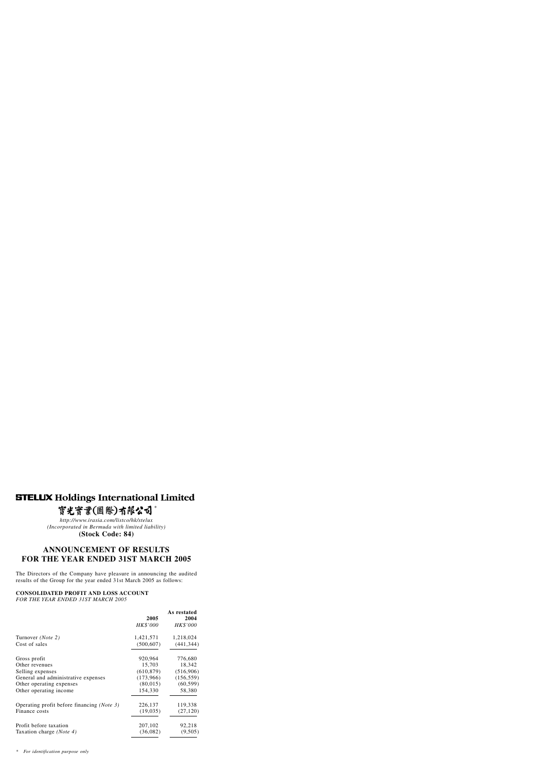# STELUX Holdings International Limited

# 寶光實業(國際)有限公司*

*http://www.irasia.com/listco/hk/stelux*

*(Incorporated in Bermuda with limited liability)*

**(Stock Code: 84)**

## ANNOUNCEMENT OF RESULTS FOR THE YEAR ENDED 31ST MARCH 2005

The Directors of the Company have pleasure in announcing the audited results of the Group for the year ended 31st March 2005 as follows:

### CONSOLIDATED PROFIT AND LOSS ACCOUNT

*FOR THE YEAR ENDED 31ST MARCH 2005*

| | 2005 | As restated 2004 |
|---|---|---|
| | *HK$'000* | *HK$'000* |
| Turnover *(Note 2)* | 1,421,571 | 1,218,024 |
| Cost of sales | (500,607) | (441,344) |
| Gross profit | 920,964 | 776,680 |
| Other revenues | 15,703 | 18,342 |
| Selling expenses | (610,879) | (516,906) |
| General and administrative expenses | (173,966) | (156,559) |
| Other operating expenses | (80,015) | (60,599) |
| Other operating income | 154,330 | 58,380 |
| Operating profit before financing *(Note 3)* | 226,137 | 119,338 |
| Finance costs | (19,035) | (27,120) |
| Profit before taxation | 207,102 | 92,218 |
| Taxation charge *(Note 4)* | (36,082) | (9,505) |

\* *For identification purpose only*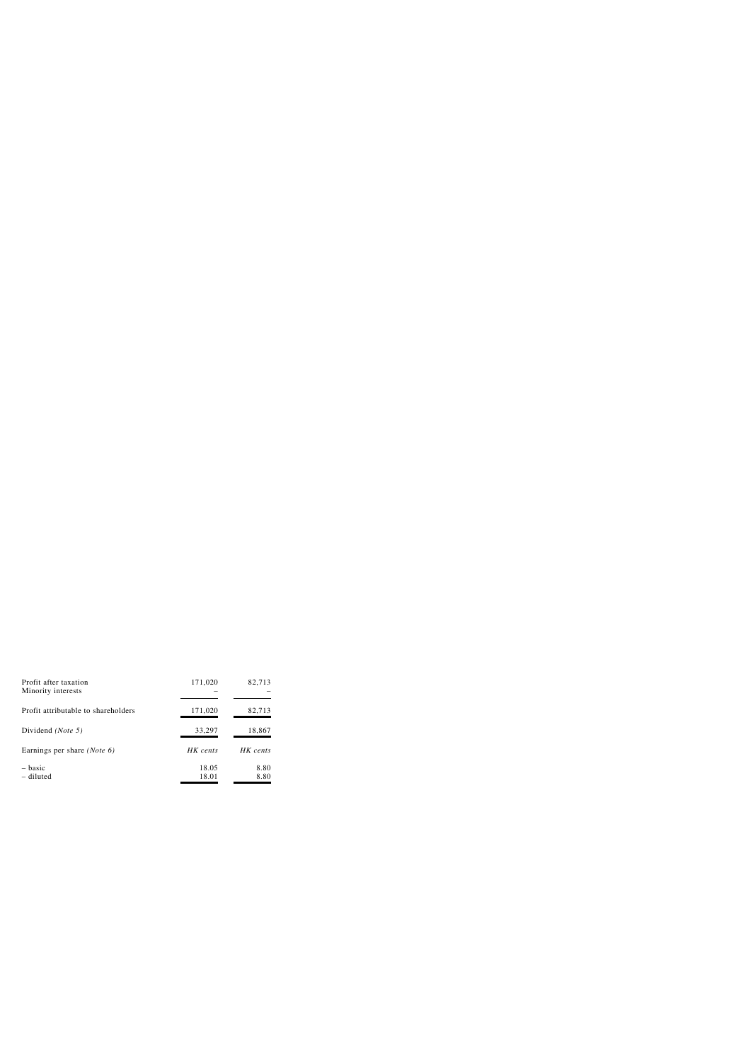| | | |
|---|---|---|
| Profit after taxation | 171,020 | 82,713 |
| Minority interests | – | – |
| Profit attributable to shareholders | 171,020 | 82,713 |
| Dividend *(Note 5)* | 33,297 | 18,867 |
| Earnings per share *(Note 6)* | *HK cents* | *HK cents* |
| – basic | 18.05 | 8.80 |
| – diluted | 18.01 | 8.80 |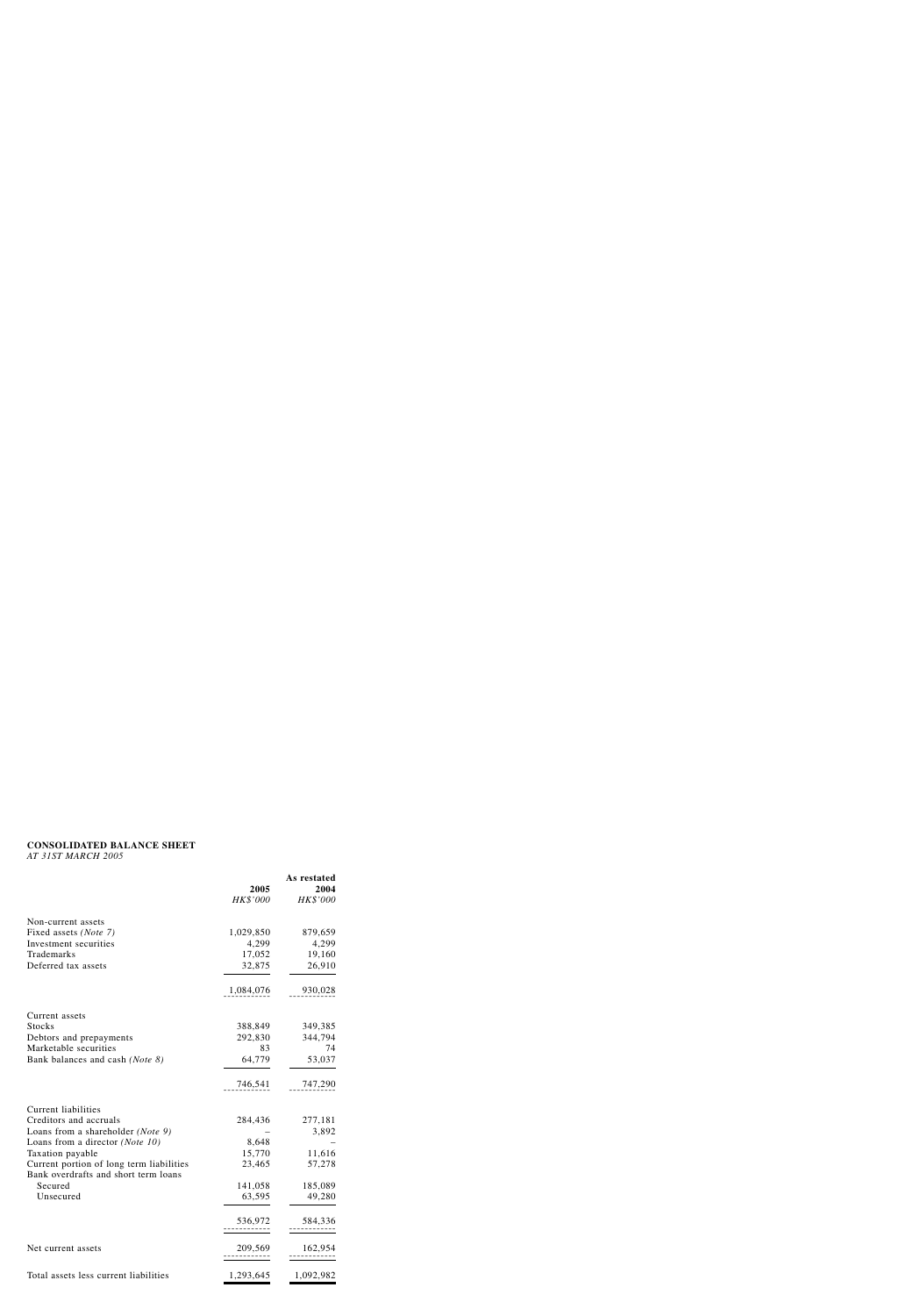**CONSOLIDATED BALANCE SHEET**
*AT 31ST MARCH 2005*

| | 2005 | As restated 2004 |
|---|---|---|
| | *HK$'000* | *HK$'000* |
| Non-current assets | | |
| Fixed assets *(Note 7)* | 1,029,850 | 879,659 |
| Investment securities | 4,299 | 4,299 |
| Trademarks | 17,052 | 19,160 |
| Deferred tax assets | 32,875 | 26,910 |
| | 1,084,076 | 930,028 |
| Current assets | | |
| Stocks | 388,849 | 349,385 |
| Debtors and prepayments | 292,830 | 344,794 |
| Marketable securities | 83 | 74 |
| Bank balances and cash *(Note 8)* | 64,779 | 53,037 |
| | 746,541 | 747,290 |
| Current liabilities | | |
| Creditors and accruals | 284,436 | 277,181 |
| Loans from a shareholder *(Note 9)* | – | 3,892 |
| Loans from a director *(Note 10)* | 8,648 | – |
| Taxation payable | 15,770 | 11,616 |
| Current portion of long term liabilities | 23,465 | 57,278 |
| Bank overdrafts and short term loans | | |
| Secured | 141,058 | 185,089 |
| Unsecured | 63,595 | 49,280 |
| | 536,972 | 584,336 |
| Net current assets | 209,569 | 162,954 |
| Total assets less current liabilities | 1,293,645 | 1,092,982 |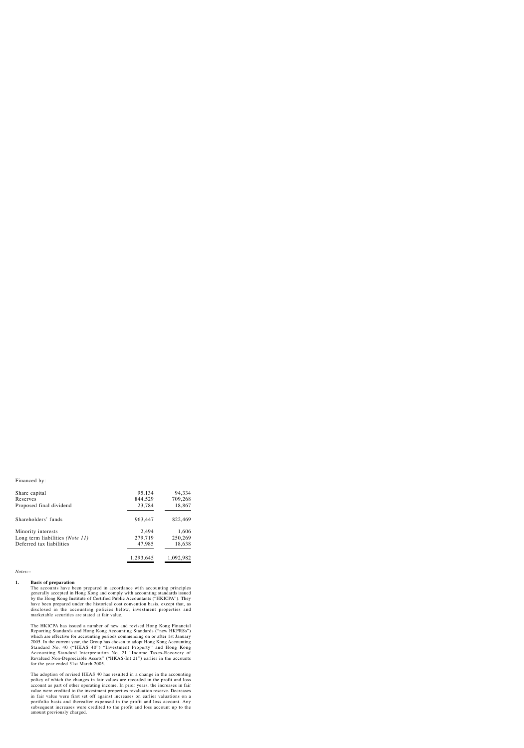Financed by:

| | | |
|---|---|---|
| Share capital | 95,134 | 94,334 |
| Reserves | 844,529 | 709,268 |
| Proposed final dividend | 23,784 | 18,867 |
| Shareholders' funds | 963,447 | 822,469 |
| Minority interests | 2,494 | 1,606 |
| Long term liabilities *(Note 11)* | 279,719 | 250,269 |
| Deferred tax liabilities | 47,985 | 18,638 |
| | 1,293,645 | 1,092,982 |

*Notes:–*

**1. Basis of preparation**

The accounts have been prepared in accordance with accounting principles generally accepted in Hong Kong and comply with accounting standards issued by the Hong Kong Institute of Certified Public Accountants ("HKICPA"). They have been prepared under the historical cost convention basis, except that, as disclosed in the accounting policies below, investment properties and marketable securities are stated at fair value.

The HKICPA has issued a number of new and revised Hong Kong Financial Reporting Standards and Hong Kong Accounting Standards ("new HKFRSs") which are effective for accounting periods commencing on or after 1st January 2005. In the current year, the Group has chosen to adopt Hong Kong Accounting Standard No. 40 ("HKAS 40") "Investment Property" and Hong Kong Accounting Standard Interpretation No. 21 "Income Taxes-Recovery of Revalued Non-Depreciable Assets" ("HKAS-Int 21") earlier in the accounts for the year ended 31st March 2005.

The adoption of revised HKAS 40 has resulted in a change in the accounting policy of which the changes in fair values are recorded in the profit and loss account as part of other operating income. In prior years, the increases in fair value were credited to the investment properties revaluation reserve. Decreases in fair value were first set off against increases on earlier valuations on a portfolio basis and thereafter expensed in the profit and loss account. Any subsequent increases were credited to the profit and loss account up to the amount previously charged.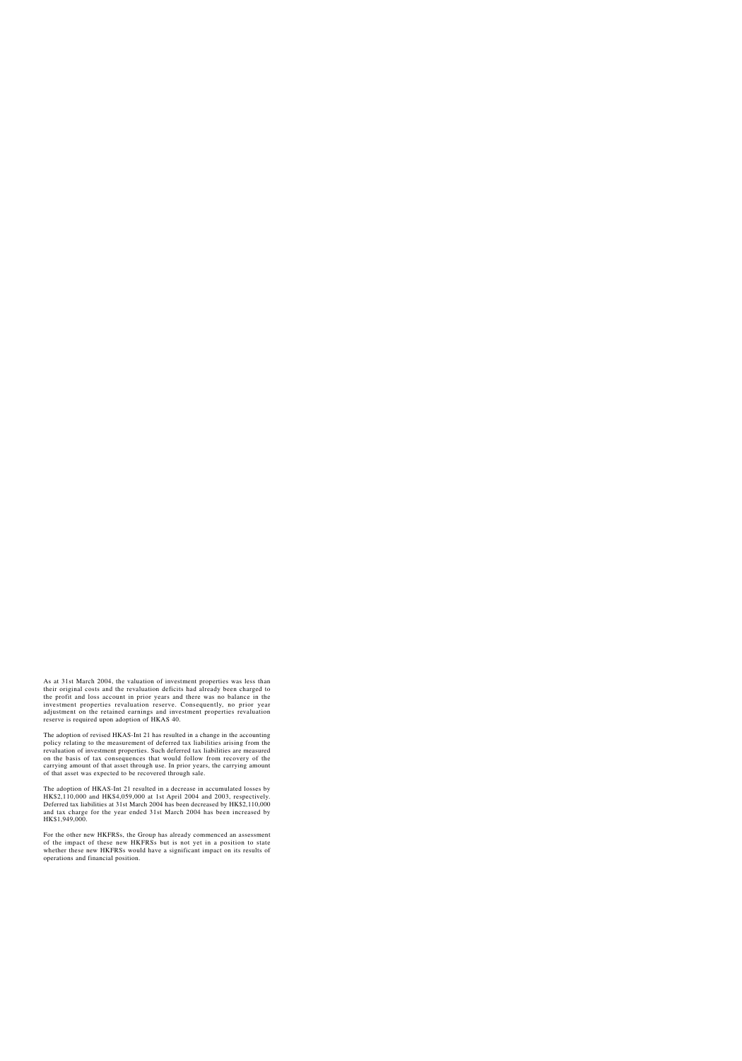As at 31st March 2004, the valuation of investment properties was less than their original costs and the revaluation deficits had already been charged to the profit and loss account in prior years and there was no balance in the investment properties revaluation reserve. Consequently, no prior year adjustment on the retained earnings and investment properties revaluation reserve is required upon adoption of HKAS 40.

The adoption of revised HKAS-Int 21 has resulted in a change in the accounting policy relating to the measurement of deferred tax liabilities arising from the revaluation of investment properties. Such deferred tax liabilities are measured on the basis of tax consequences that would follow from recovery of the carrying amount of that asset through use. In prior years, the carrying amount of that asset was expected to be recovered through sale.

The adoption of HKAS-Int 21 resulted in a decrease in accumulated losses by HK$2,110,000 and HK$4,059,000 at 1st April 2004 and 2003, respectively. Deferred tax liabilities at 31st March 2004 has been decreased by HK$2,110,000 and tax charge for the year ended 31st March 2004 has been increased by HK$1,949,000.

For the other new HKFRSs, the Group has already commenced an assessment of the impact of these new HKFRSs but is not yet in a position to state whether these new HKFRSs would have a significant impact on its results of operations and financial position.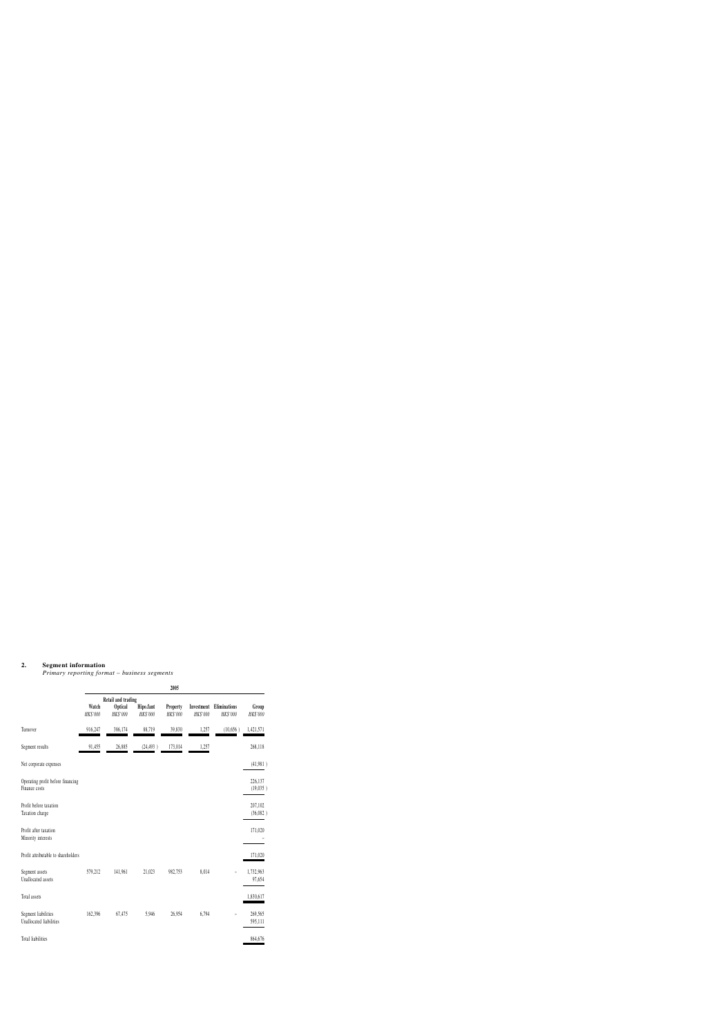## 2. Segment information

*Primary reporting format – business segments*

| | 2005 | | | | | | |
|---|---|---|---|---|---|---|---|
| | Retail and trading | | | | | | |
| | Watch | Optical | Hipo.fant | Property | Investment | Eliminations | Group |
| | *HK$'000* | *HK$'000* | *HK$'000* | *HK$'000* | *HK$'000* | *HK$'000* | *HK$'000* |
| Turnover | 916,247 | 386,174 | 88,719 | 39,830 | 1,257 | (10,656 ) | 1,421,571 |
| Segment results | 91,455 | 26,885 | (24,493 ) | 173,014 | 1,257 | | 268,118 |
| Net corporate expenses | | | | | | | (41,981 ) |
| Operating profit before financing | | | | | | | 226,137 |
| Finance costs | | | | | | | (19,035 ) |
| Profit before taxation | | | | | | | 207,102 |
| Taxation charge | | | | | | | (36,082 ) |
| Profit after taxation | | | | | | | 171,020 |
| Minority interests | | | | | | | – |
| Profit attributable to shareholders | | | | | | | 171,020 |
| Segment assets | 579,212 | 141,961 | 21,023 | 982,753 | 8,014 | – | 1,732,963 |
| Unallocated assets | | | | | | | 97,654 |
| Total assets | | | | | | | 1,830,617 |
| Segment liabilities | 162,396 | 67,475 | 5,946 | 26,954 | 6,794 | – | 269,565 |
| Unallocated liabilities | | | | | | | 595,111 |
| Total liabilities | | | | | | | 864,676 |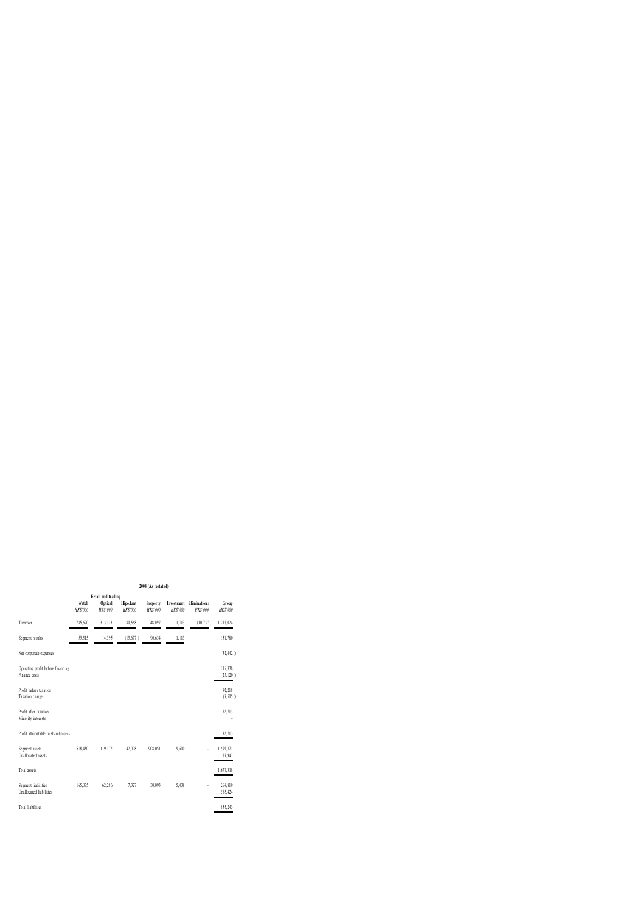| | 2004 (As restated) | | | | | | |
|---|---|---|---|---|---|---|---|
| | Retail and trading | | | | | | |
| | **Watch** | **Optical** | **Hipo.fant** | **Property** | **Investment** | **Eliminations** | **Group** |
| | *HK$'000* | *HK$'000* | *HK$'000* | *HK$'000* | *HK$'000* | *HK$'000* | *HK$'000* |
| Turnover | 785,670 | 313,313 | 80,568 | 48,097 | 1,113 | (10,737 ) | 1,218,024 |
| Segment results | 59,315 | 14,395 | (13,677 ) | 90,634 | 1,113 | | 151,780 |
| Net corporate expenses | | | | | | | (32,442 ) |
| Operating profit before financing | | | | | | | 119,338 |
| Finance costs | | | | | | | (27,120 ) |
| Profit before taxation | | | | | | | 92,218 |
| Taxation charge | | | | | | | (9,505 ) |
| Profit after taxation | | | | | | | 82,713 |
| Minority interests | | | | | | | – |
| Profit attributable to shareholders | | | | | | | 82,713 |
| Segment assets | 518,450 | 119,172 | 42,098 | 908,051 | 9,600 | – | 1,597,371 |
| Unallocated assets | | | | | | | 79,947 |
| Total assets | | | | | | | 1,677,318 |
| Segment liabilities | 165,075 | 62,286 | 7,327 | 30,093 | 5,038 | – | 269,819 |
| Unallocated liabilities | | | | | | | 583,424 |
| Total liabilities | | | | | | | 853,243 |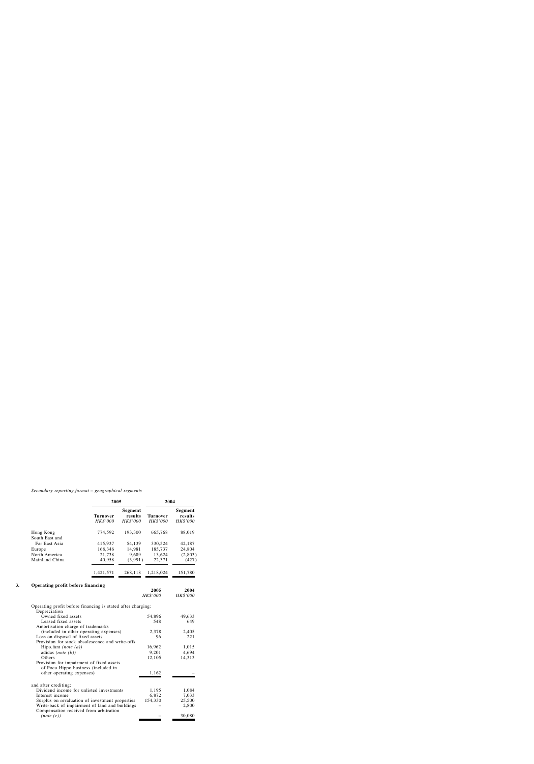*Secondary reporting format – geographical segments*

| | 2005 | | 2004 | |
|---|---|---|---|---|
| | **Turnover** *HK$'000* | **Segment results** *HK$'000* | **Turnover** *HK$'000* | **Segment results** *HK$'000* |
| Hong Kong | 774,592 | 193,300 | 665,768 | 88,019 |
| South East and Far East Asia | 415,937 | 54,139 | 330,524 | 42,187 |
| Europe | 168,346 | 14,981 | 185,737 | 24,804 |
| North America | 21,738 | 9,689 | 13,624 | (2,803) |
| Mainland China | 40,958 | (3,991) | 22,371 | (427) |
| | 1,421,571 | 268,118 | 1,218,024 | 151,780 |

## 3. Operating profit before financing

| | **2005** *HK$'000* | **2004** *HK$'000* |
|---|---|---|
| Operating profit before financing is stated after charging: | | |
| Depreciation | | |
| Owned fixed assets | 54,896 | 49,633 |
| Leased fixed assets | 548 | 649 |
| Amortisation charge of trademarks (included in other operating expenses) | 2,378 | 2,405 |
| Loss on disposal of fixed assets | 96 | 221 |
| Provision for stock obsolescence and write-offs | | |
| Hipo.fant *(note (a))* | 16,962 | 1,015 |
| adidas *(note (b))* | 9,201 | 4,694 |
| Others | 12,105 | 14,313 |
| Provision for impairment of fixed assets of Poco Hippo business (included in other operating expenses) | 1,162 | – |
| and after crediting: | | |
| Dividend income for unlisted investments | 1,195 | 1,084 |
| Interest income | 6,872 | 7,033 |
| Surplus on revaluation of investment properties | 154,330 | 25,500 |
| Write-back of impairment of land and buildings | – | 2,800 |
| Compensation received from arbitration *(note (c))* | – | 30,080 |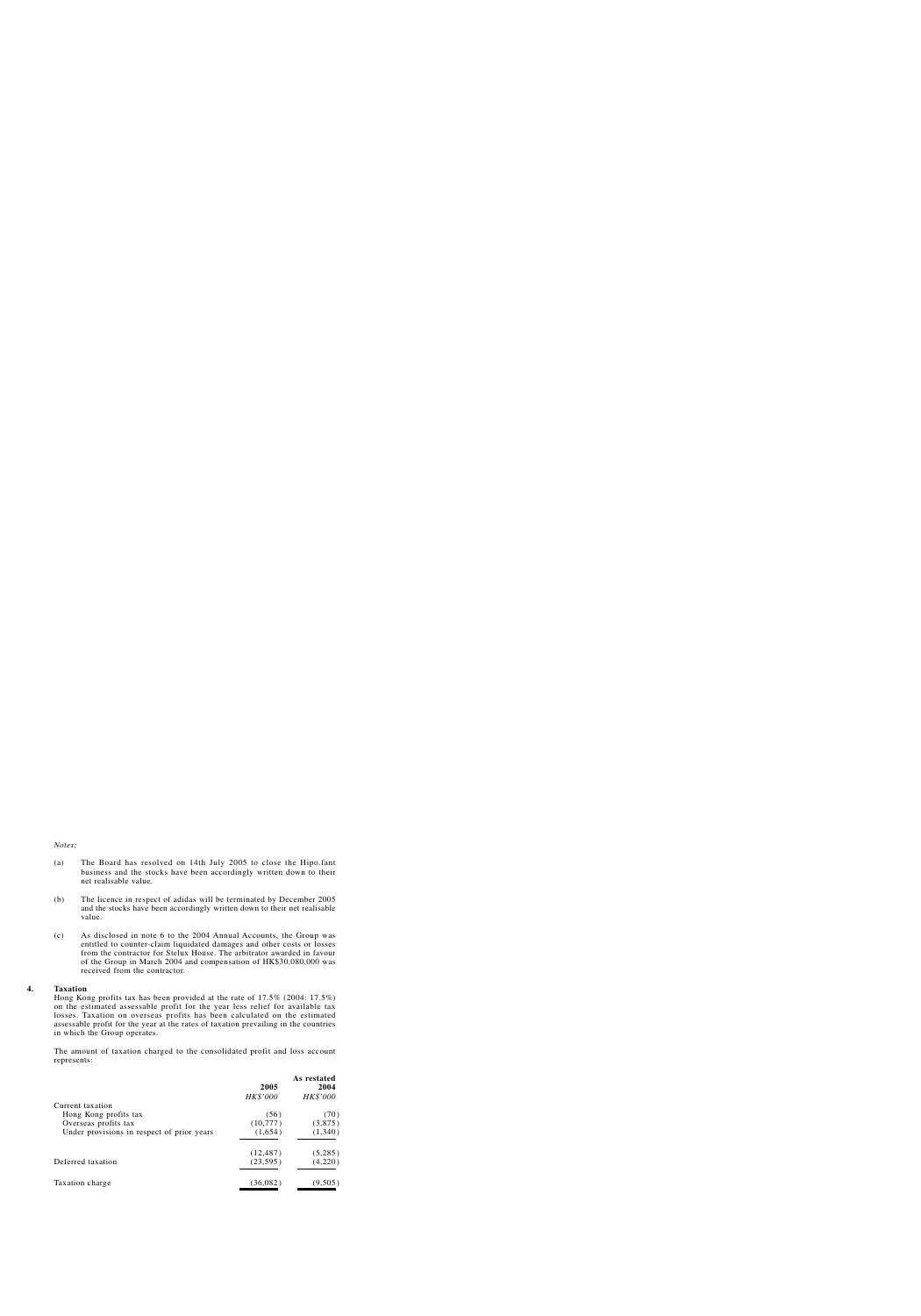*Notes:*

(a) The Board has resolved on 14th July 2005 to close the Hipo.fant business and the stocks have been accordingly written down to their net realisable value.

(b) The licence in respect of adidas will be terminated by December 2005 and the stocks have been accordingly written down to their net realisable value.

(c) As disclosed in note 6 to the 2004 Annual Accounts, the Group was entitled to counter-claim liquidated damages and other costs or losses from the contractor for Stelux House. The arbitrator awarded in favour of the Group in March 2004 and compensation of HK$30,080,000 was received from the contractor.

**4. Taxation**

Hong Kong profits tax has been provided at the rate of 17.5% (2004: 17.5%) on the estimated assessable profit for the year less relief for available tax losses. Taxation on overseas profits has been calculated on the estimated assessable profit for the year at the rates of taxation prevailing in the countries in which the Group operates.

The amount of taxation charged to the consolidated profit and loss account represents:

| | 2005 | As restated 2004 |
|---|---|---|
| | *HK$'000* | *HK$'000* |
| Current taxation | | |
| Hong Kong profits tax | (56) | (70) |
| Overseas profits tax | (10,777) | (3,875) |
| Under provisions in respect of prior years | (1,654) | (1,340) |
| | (12,487) | (5,285) |
| Deferred taxation | (23,595) | (4,220) |
| Taxation charge | (36,082) | (9,505) |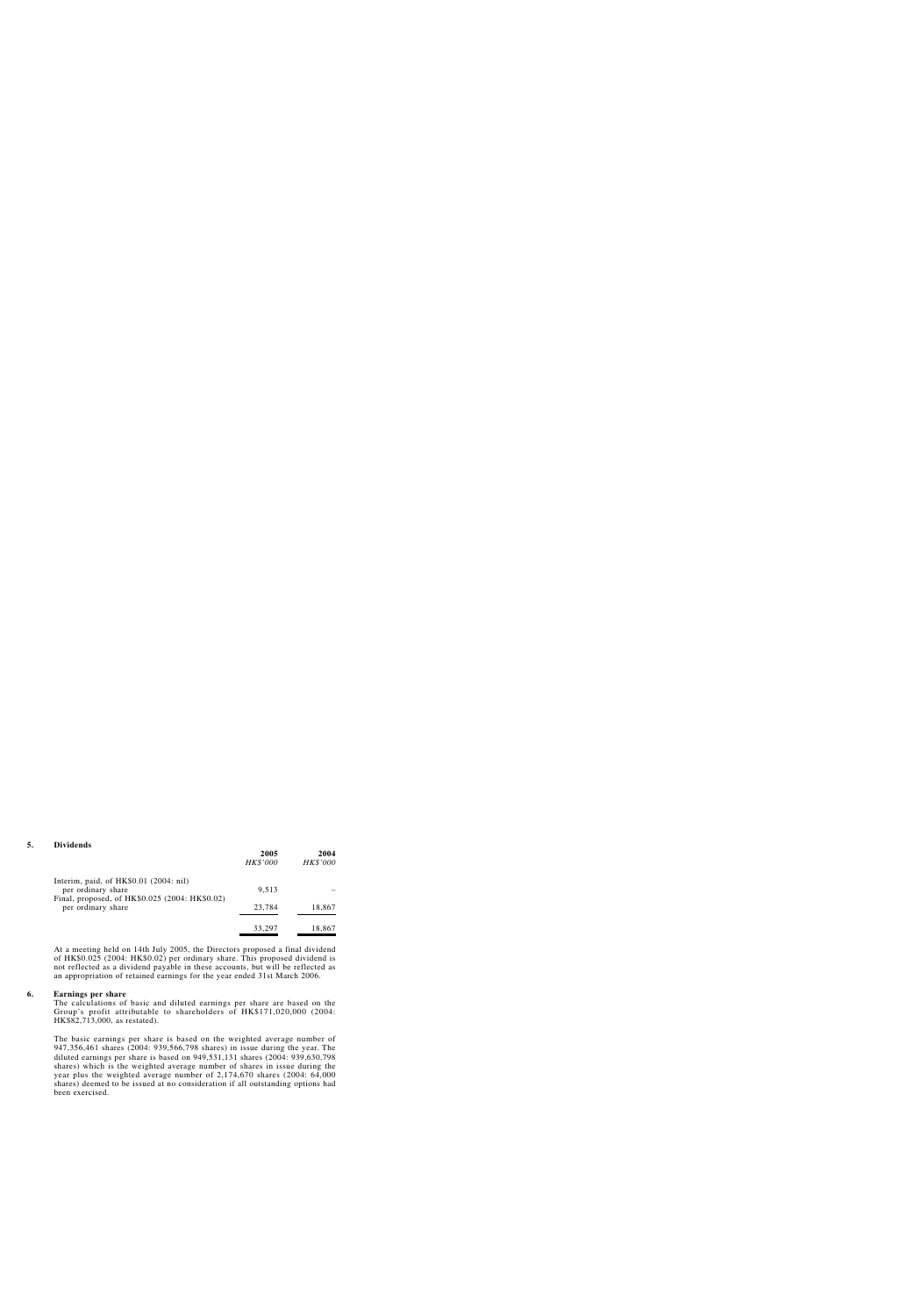## 5. Dividends

| | 2005 | 2004 |
|---|---|---|
| | *HK$'000* | *HK$'000* |
| Interim, paid, of HK$0.01 (2004: nil) per ordinary share | 9,513 | – |
| Final, proposed, of HK$0.025 (2004: HK$0.02) per ordinary share | 23,784 | 18,867 |
| | 33,297 | 18,867 |

At a meeting held on 14th July 2005, the Directors proposed a final dividend of HK$0.025 (2004: HK$0.02) per ordinary share. This proposed dividend is not reflected as a dividend payable in these accounts, but will be reflected as an appropriation of retained earnings for the year ended 31st March 2006.

## 6. Earnings per share

The calculations of basic and diluted earnings per share are based on the Group's profit attributable to shareholders of HK$171,020,000 (2004: HK$82,713,000, as restated).

The basic earnings per share is based on the weighted average number of 947,356,461 shares (2004: 939,566,798 shares) in issue during the year. The diluted earnings per share is based on 949,531,131 shares (2004: 939,630,798 shares) which is the weighted average number of shares in issue during the year plus the weighted average number of 2,174,670 shares (2004: 64,000 shares) deemed to be issued at no consideration if all outstanding options had been exercised.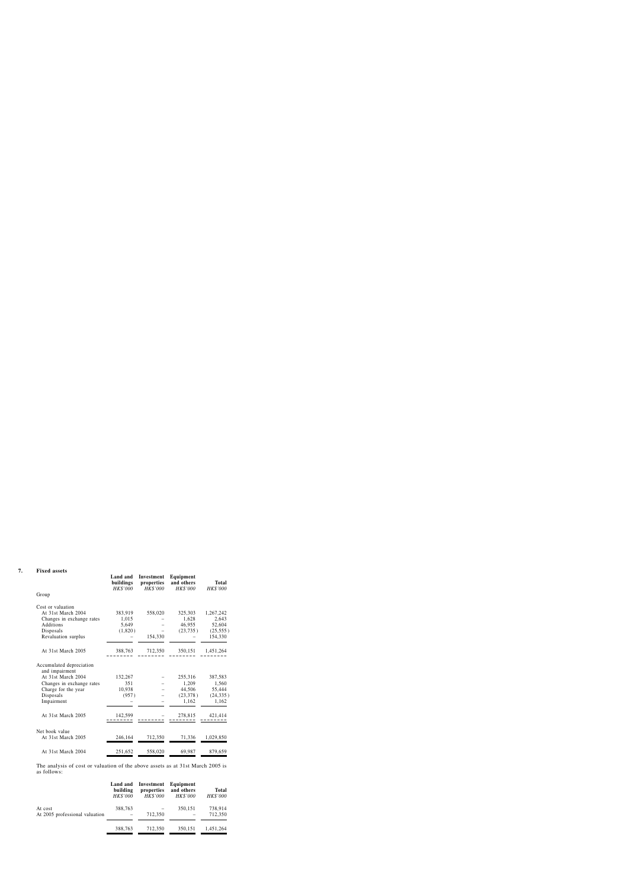## 7. Fixed assets

| | Land and buildings *HK$'000* | Investment properties *HK$'000* | Equipment and others *HK$'000* | Total *HK$'000* |
|---|---|---|---|---|
| Group | | | | |
| Cost or valuation | | | | |
| At 31st March 2004 | 383,919 | 558,020 | 325,303 | 1,267,242 |
| Changes in exchange rates | 1,015 | – | 1,628 | 2,643 |
| Additions | 5,649 | – | 46,955 | 52,604 |
| Disposals | (1,820) | – | (23,735) | (25,555) |
| Revaluation surplus | – | 154,330 | – | 154,330 |
| At 31st March 2005 | 388,763 | 712,350 | 350,151 | 1,451,264 |
| Accumulated depreciation and impairment | | | | |
| At 31st March 2004 | 132,267 | – | 255,316 | 387,583 |
| Changes in exchange rates | 351 | – | 1,209 | 1,560 |
| Charge for the year | 10,938 | – | 44,506 | 55,444 |
| Disposals | (957) | – | (23,378) | (24,335) |
| Impairment | – | – | 1,162 | 1,162 |
| At 31st March 2005 | 142,599 | – | 278,815 | 421,414 |
| Net book value | | | | |
| At 31st March 2005 | 246,164 | 712,350 | 71,336 | 1,029,850 |
| At 31st March 2004 | 251,652 | 558,020 | 69,987 | 879,659 |

The analysis of cost or valuation of the above assets as at 31st March 2005 is as follows:

| | Land and building *HK$'000* | Investment properties *HK$'000* | Equipment and others *HK$'000* | Total *HK$'000* |
|---|---|---|---|---|
| At cost | 388,763 | – | 350,151 | 738,914 |
| At 2005 professional valuation | – | 712,350 | – | 712,350 |
| | 388,763 | 712,350 | 350,151 | 1,451,264 |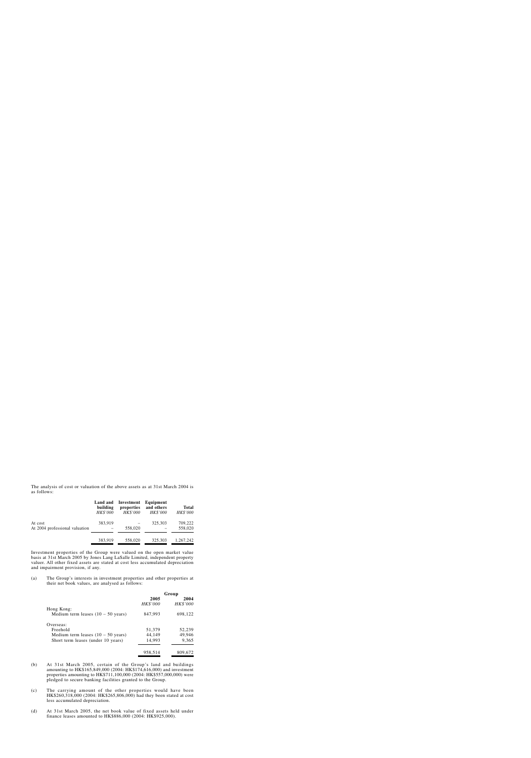The analysis of cost or valuation of the above assets as at 31st March 2004 is as follows:

| | Land and building *HK$'000* | Investment properties *HK$'000* | Equipment and others *HK$'000* | Total *HK$'000* |
|---|---|---|---|---|
| At cost | 383,919 | – | 325,303 | 709,222 |
| At 2004 professional valuation | – | 558,020 | – | 558,020 |
| | 383,919 | 558,020 | 325,303 | 1,267,242 |

Investment properties of the Group were valued on the open market value basis at 31st March 2005 by Jones Lang LaSalle Limited, independent property valuer. All other fixed assets are stated at cost less accumulated depreciation and impairment provision, if any.

(a) The Group's interests in investment properties and other properties at their net book values, are analysed as follows:

| | Group | |
|---|---|---|
| | 2005 *HK$'000* | 2004 *HK$'000* |
| Hong Kong: | | |
| Medium term leases (10 – 50 years) | 847,993 | 698,122 |
| Overseas: | | |
| Freehold | 51,379 | 52,239 |
| Medium term leases (10 – 50 years) | 44,149 | 49,946 |
| Short term leases (under 10 years) | 14,993 | 9,365 |
| | 958,514 | 809,672 |

(b) At 31st March 2005, certain of the Group's land and buildings amounting to HK$165,849,000 (2004: HK$174,616,000) and investment properties amounting to HK$711,100,000 (2004: HK$557,000,000) were pledged to secure banking facilities granted to the Group.

(c) The carrying amount of the other properties would have been HK$260,318,000 (2004: HK$265,806,000) had they been stated at cost less accumulated depreciation.

(d) At 31st March 2005, the net book value of fixed assets held under finance leases amounted to HK$886,000 (2004: HK$925,000).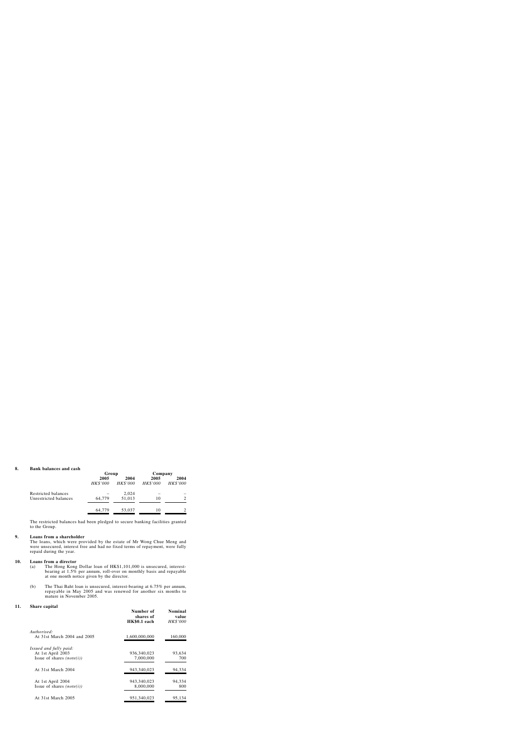## 8. Bank balances and cash

| | Group | | Company | |
|---|---|---|---|---|
| | 2005 | 2004 | 2005 | 2004 |
| | *HK$'000* | *HK$'000* | *HK$'000* | *HK$'000* |
| Restricted balances | – | 2,024 | – | – |
| Unrestricted balances | 64,779 | 51,013 | 10 | 2 |
| | 64,779 | 53,037 | 10 | 2 |

The restricted balances had been pledged to secure banking facilities granted to the Group.

## 9. Loans from a shareholder

The loans, which were provided by the estate of Mr Wong Chue Meng and were unsecured, interest free and had no fixed terms of repayment, were fully repaid during the year.

## 10. Loans from a director

(a) The Hong Kong Dollar loan of HK$1,101,000 is unsecured, interest-bearing at 1.5% per annum, roll-over on monthly basis and repayable at one month notice given by the director.

(b) The Thai Baht loan is unsecured, interest-bearing at 6.75% per annum, repayable in May 2005 and was renewed for another six months to mature in November 2005.

## 11. Share capital

| | Number of shares of HK$0.1 each | Nominal value *HK$'000* |
|---|---|---|
| *Authorised:* | | |
| At 31st March 2004 and 2005 | 1,600,000,000 | 160,000 |
| *Issued and fully paid:* | | |
| At 1st April 2003 | 936,340,023 | 93,634 |
| Issue of shares *(note(i))* | 7,000,000 | 700 |
| At 31st March 2004 | 943,340,023 | 94,334 |
| At 1st April 2004 | 943,340,023 | 94,334 |
| Issue of shares *(note(i))* | 8,000,000 | 800 |
| At 31st March 2005 | 951,340,023 | 95,134 |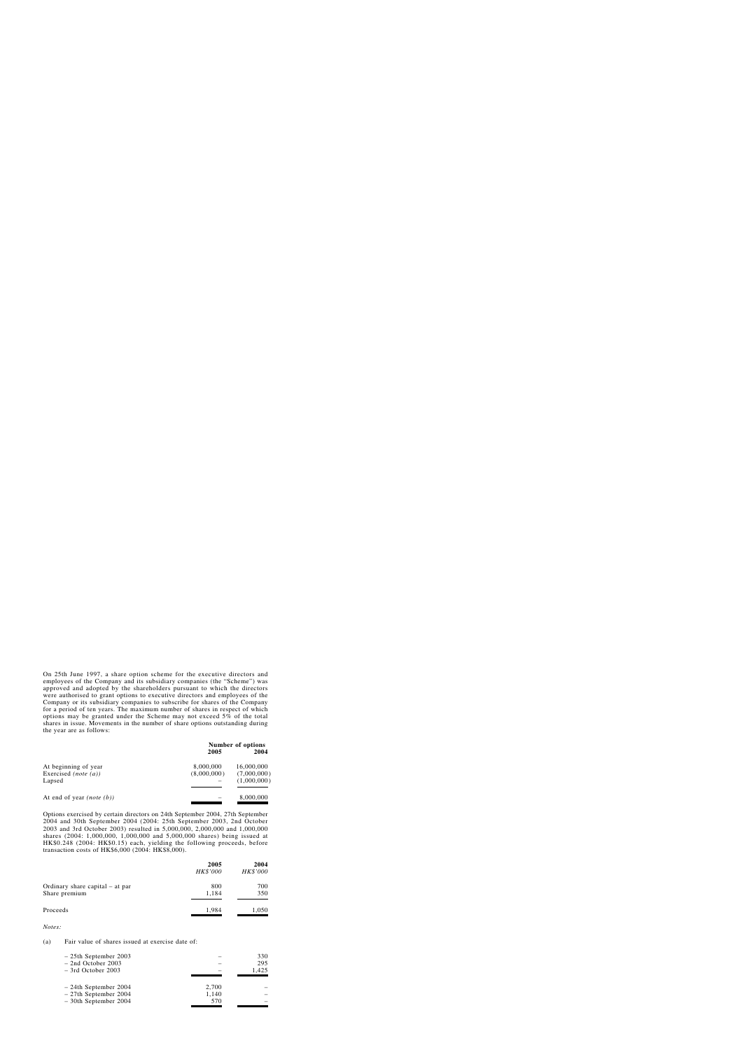On 25th June 1997, a share option scheme for the executive directors and employees of the Company and its subsidiary companies (the "Scheme") was approved and adopted by the shareholders pursuant to which the directors were authorised to grant options to executive directors and employees of the Company or its subsidiary companies to subscribe for shares of the Company for a period of ten years. The maximum number of shares in respect of which options may be granted under the Scheme may not exceed 5% of the total shares in issue. Movements in the number of share options outstanding during the year are as follows:

| | Number of options | |
|---|---|---|
| | **2005** | **2004** |
| At beginning of year | 8,000,000 | 16,000,000 |
| Exercised *(note (a))* | (8,000,000) | (7,000,000) |
| Lapsed | – | (1,000,000) |
| At end of year *(note (b))* | – | 8,000,000 |

Options exercised by certain directors on 24th September 2004, 27th September 2004 and 30th September 2004 (2004: 25th September 2003, 2nd October 2003 and 3rd October 2003) resulted in 5,000,000, 2,000,000 and 1,000,000 shares (2004: 1,000,000, 1,000,000 and 5,000,000 shares) being issued at HK$0.248 (2004: HK$0.15) each, yielding the following proceeds, before transaction costs of HK$6,000 (2004: HK$8,000).

| | **2005** | **2004** |
|---|---|---|
| | *HK$'000* | *HK$'000* |
| Ordinary share capital – at par | 800 | 700 |
| Share premium | 1,184 | 350 |
| Proceeds | 1,984 | 1,050 |

*Notes:*

(a) Fair value of shares issued at exercise date of:

| | 2005 | 2004 |
|---|---|---|
| – 25th September 2003 | – | 330 |
| – 2nd October 2003 | – | 295 |
| – 3rd October 2003 | – | 1,425 |
| – 24th September 2004 | 2,700 | – |
| – 27th September 2004 | 1,140 | – |
| – 30th September 2004 | 570 | – |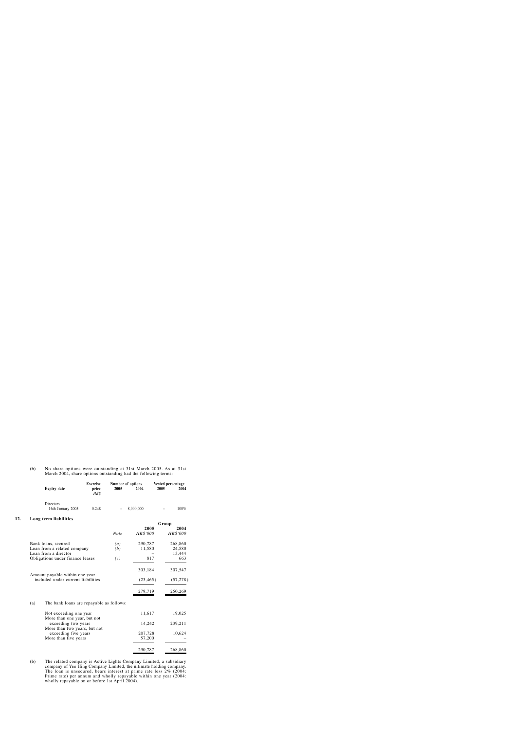(b) No share options were outstanding at 31st March 2005. As at 31st March 2004, share options outstanding had the following terms:

| Expiry date | Exercise price HK$ | Number of options 2005 | Number of options 2004 | Vested percentage 2005 | Vested percentage 2004 |
|---|---|---|---|---|---|
| Directors | | | | | |
| 16th January 2005 | 0.248 | – | 8,000,000 | – | 100% |

## 12. Long term liabilities

| | Note | Group 2005 HK$'000 | Group 2004 HK$'000 |
|---|---|---|---|
| Bank loans, secured | (a) | 290,787 | 268,860 |
| Loan from a related company | (b) | 11,580 | 24,580 |
| Loan from a director | | – | 13,444 |
| Obligations under finance leases | (c) | 817 | 663 |
| | | 303,184 | 307,547 |
| Amount payable within one year included under current liabilities | | (23,465) | (57,278) |
| | | 279,719 | 250,269 |

(a) The bank loans are repayable as follows:

| | 2005 HK$'000 | 2004 HK$'000 |
|---|---|---|
| Not exceeding one year | 11,617 | 19,025 |
| More than one year, but not exceeding two years | 14,242 | 239,211 |
| More than two years, but not exceeding five years | 207,728 | 10,624 |
| More than five years | 57,200 | – |
| | 290,787 | 268,860 |

(b) The related company is Active Lights Company Limited, a subsidiary company of Yee Hing Company Limited, the ultimate holding company. The loan is unsecured, bears interest at prime rate less 2% (2004: Prime rate) per annum and wholly repayable within one year (2004: wholly repayable on or before 1st April 2004).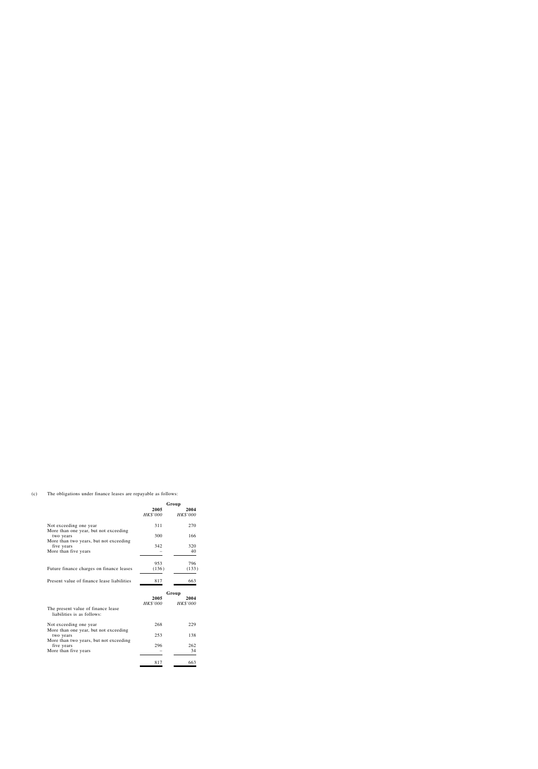(c) The obligations under finance leases are repayable as follows:

| | Group | |
|---|---|---|
| | **2005** | **2004** |
| | *HK$'000* | *HK$'000* |
| Not exceeding one year | 311 | 270 |
| More than one year, but not exceeding two years | 300 | 166 |
| More than two years, but not exceeding five years | 342 | 320 |
| More than five years | – | 40 |
| | 953 | 796 |
| Future finance charges on finance leases | (136) | (133) |
| Present value of finance lease liabilities | 817 | 663 |

| | Group | |
|---|---|---|
| | **2005** | **2004** |
| | *HK$'000* | *HK$'000* |
| The present value of finance lease liabilities is as follows: | | |
| Not exceeding one year | 268 | 229 |
| More than one year, but not exceeding two years | 253 | 138 |
| More than two years, but not exceeding five years | 296 | 262 |
| More than five years | – | 34 |
| | 817 | 663 |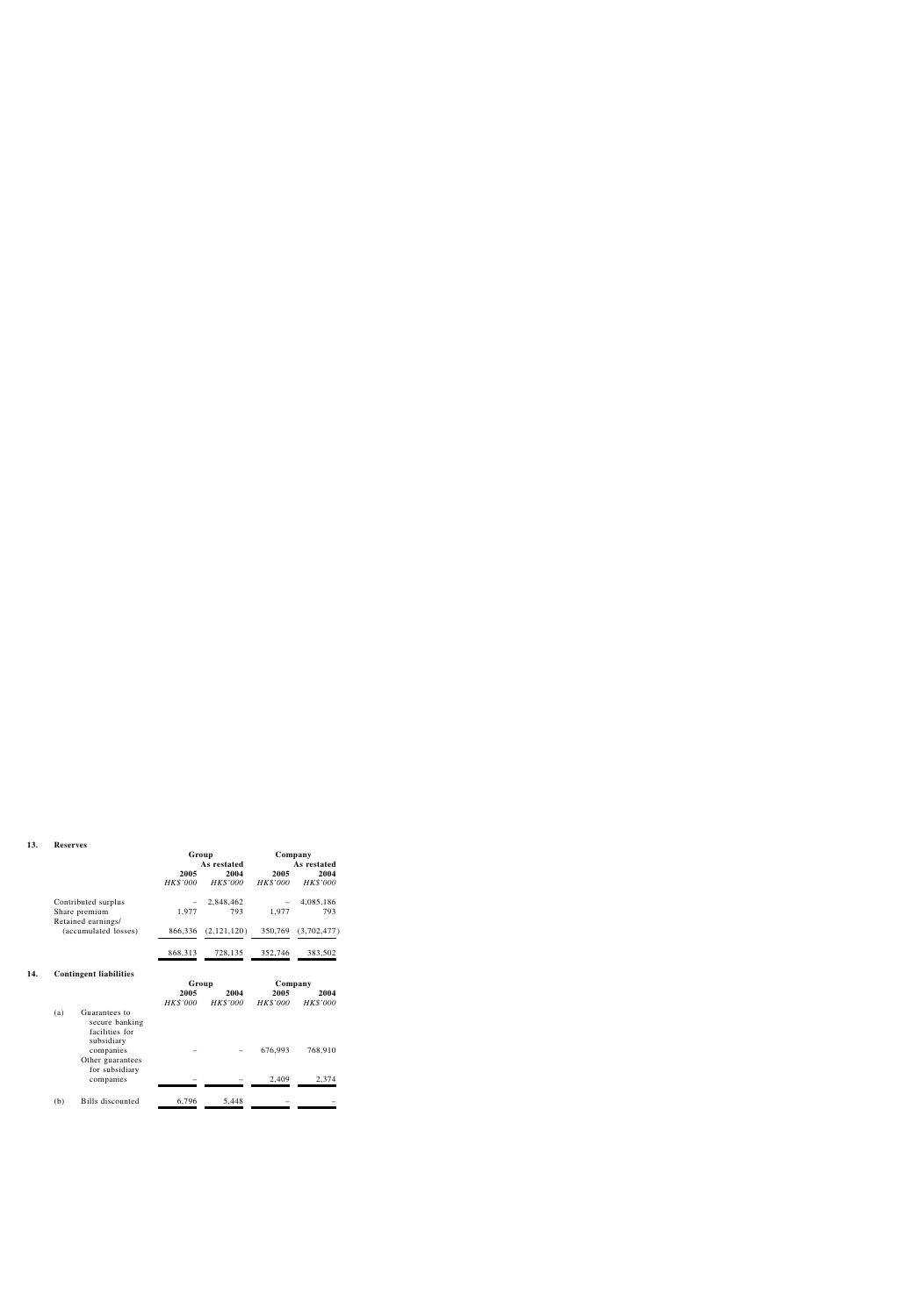## 13. Reserves

| | Group | | Company | |
|---|---|---|---|---|
| | | As restated | | As restated |
| | 2005 | 2004 | 2005 | 2004 |
| | *HK$'000* | *HK$'000* | *HK$'000* | *HK$'000* |
| Contributed surplus | – | 2,848,462 | – | 4,085,186 |
| Share premium | 1,977 | 793 | 1,977 | 793 |
| Retained earnings/ (accumulated losses) | 866,336 | (2,121,120) | 350,769 | (3,702,477) |
| | 868,313 | 728,135 | 352,746 | 383,502 |

## 14. Contingent liabilities

| | | Group | | Company | |
|---|---|---|---|---|---|
| | | 2005 | 2004 | 2005 | 2004 |
| | | *HK$'000* | *HK$'000* | *HK$'000* | *HK$'000* |
| (a) | Guarantees to secure banking facilities for subsidiary companies | – | – | 676,993 | 768,910 |
| | Other guarantees for subsidiary companies | – | – | 2,409 | 2,374 |
| (b) | Bills discounted | 6,796 | 5,448 | – | – |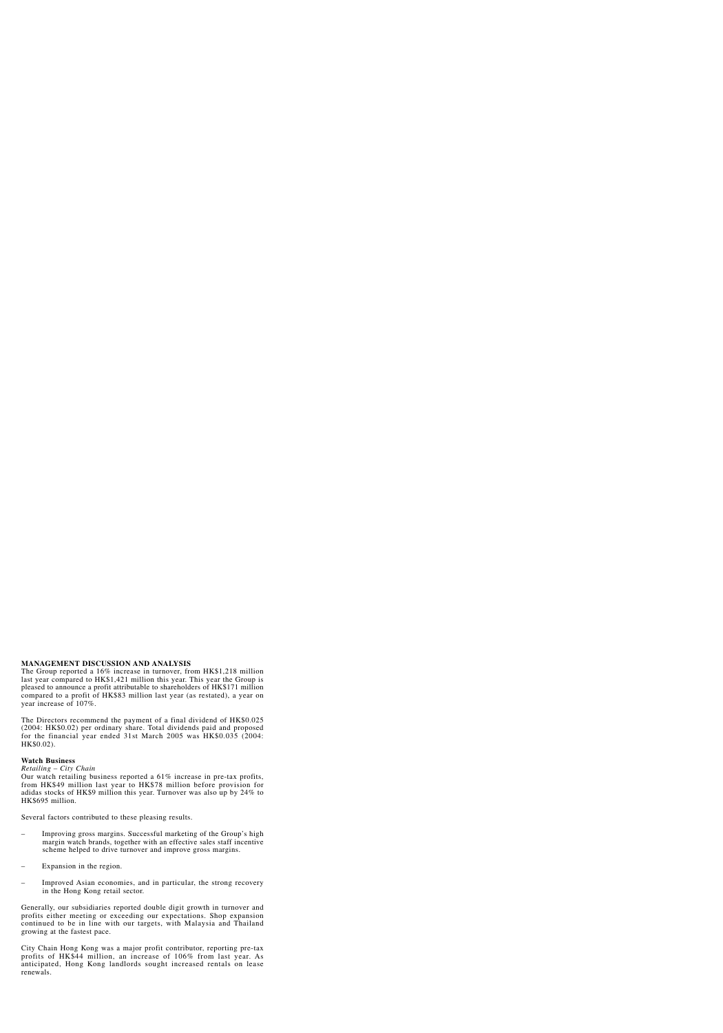**MANAGEMENT DISCUSSION AND ANALYSIS**

The Group reported a 16% increase in turnover, from HK$1,218 million last year compared to HK$1,421 million this year. This year the Group is pleased to announce a profit attributable to shareholders of HK$171 million compared to a profit of HK$83 million last year (as restated), a year on year increase of 107%.

The Directors recommend the payment of a final dividend of HK$0.025 (2004: HK$0.02) per ordinary share. Total dividends paid and proposed for the financial year ended 31st March 2005 was HK$0.035 (2004: HK$0.02).

**Watch Business**

*Retailing – City Chain*

Our watch retailing business reported a 61% increase in pre-tax profits, from HK$49 million last year to HK$78 million before provision for adidas stocks of HK$9 million this year. Turnover was also up by 24% to HK$695 million.

Several factors contributed to these pleasing results.

– Improving gross margins. Successful marketing of the Group's high margin watch brands, together with an effective sales staff incentive scheme helped to drive turnover and improve gross margins.

– Expansion in the region.

– Improved Asian economies, and in particular, the strong recovery in the Hong Kong retail sector.

Generally, our subsidiaries reported double digit growth in turnover and profits either meeting or exceeding our expectations. Shop expansion continued to be in line with our targets, with Malaysia and Thailand growing at the fastest pace.

City Chain Hong Kong was a major profit contributor, reporting pre-tax profits of HK$44 million, an increase of 106% from last year. As anticipated, Hong Kong landlords sought increased rentals on lease renewals.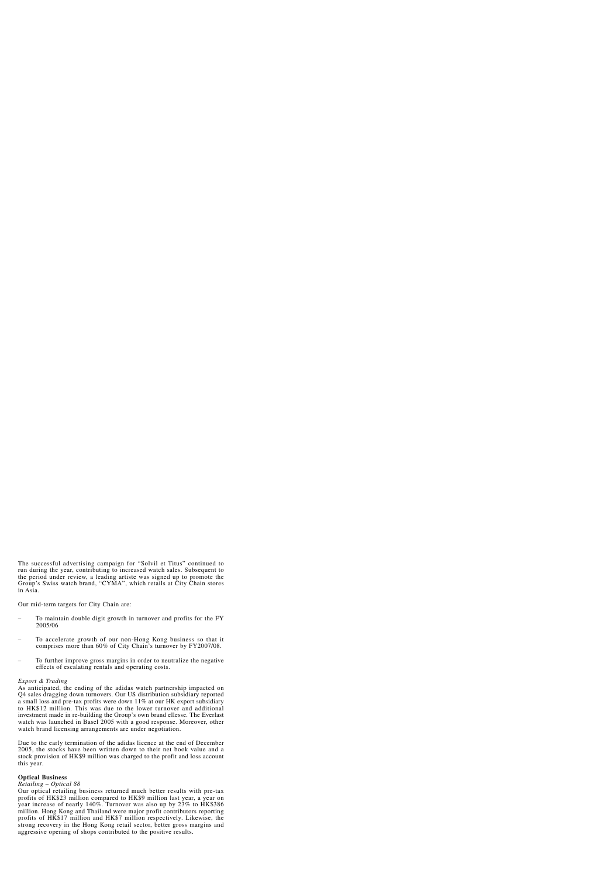The successful advertising campaign for "Solvil et Titus" continued to run during the year, contributing to increased watch sales. Subsequent to the period under review, a leading artiste was signed up to promote the Group's Swiss watch brand, "CYMA", which retails at City Chain stores in Asia.

Our mid-term targets for City Chain are:

- To maintain double digit growth in turnover and profits for the FY 2005/06
- To accelerate growth of our non-Hong Kong business so that it comprises more than 60% of City Chain's turnover by FY2007/08.
- To further improve gross margins in order to neutralize the negative effects of escalating rentals and operating costs.

*Export & Trading*

As anticipated, the ending of the adidas watch partnership impacted on Q4 sales dragging down turnovers. Our US distribution subsidiary reported a small loss and pre-tax profits were down 11% at our HK export subsidiary to HK$12 million. This was due to the lower turnover and additional investment made in re-building the Group's own brand ellesse. The Everlast watch was launched in Basel 2005 with a good response. Moreover, other watch brand licensing arrangements are under negotiation.

Due to the early termination of the adidas licence at the end of December 2005, the stocks have been written down to their net book value and a stock provision of HK$9 million was charged to the profit and loss account this year.

**Optical Business**

*Retailing – Optical 88*

Our optical retailing business returned much better results with pre-tax profits of HK$23 million compared to HK$9 million last year, a year on year increase of nearly 140%. Turnover was also up by 23% to HK$386 million. Hong Kong and Thailand were major profit contributors reporting profits of HK$17 million and HK$7 million respectively. Likewise, the strong recovery in the Hong Kong retail sector, better gross margins and aggressive opening of shops contributed to the positive results.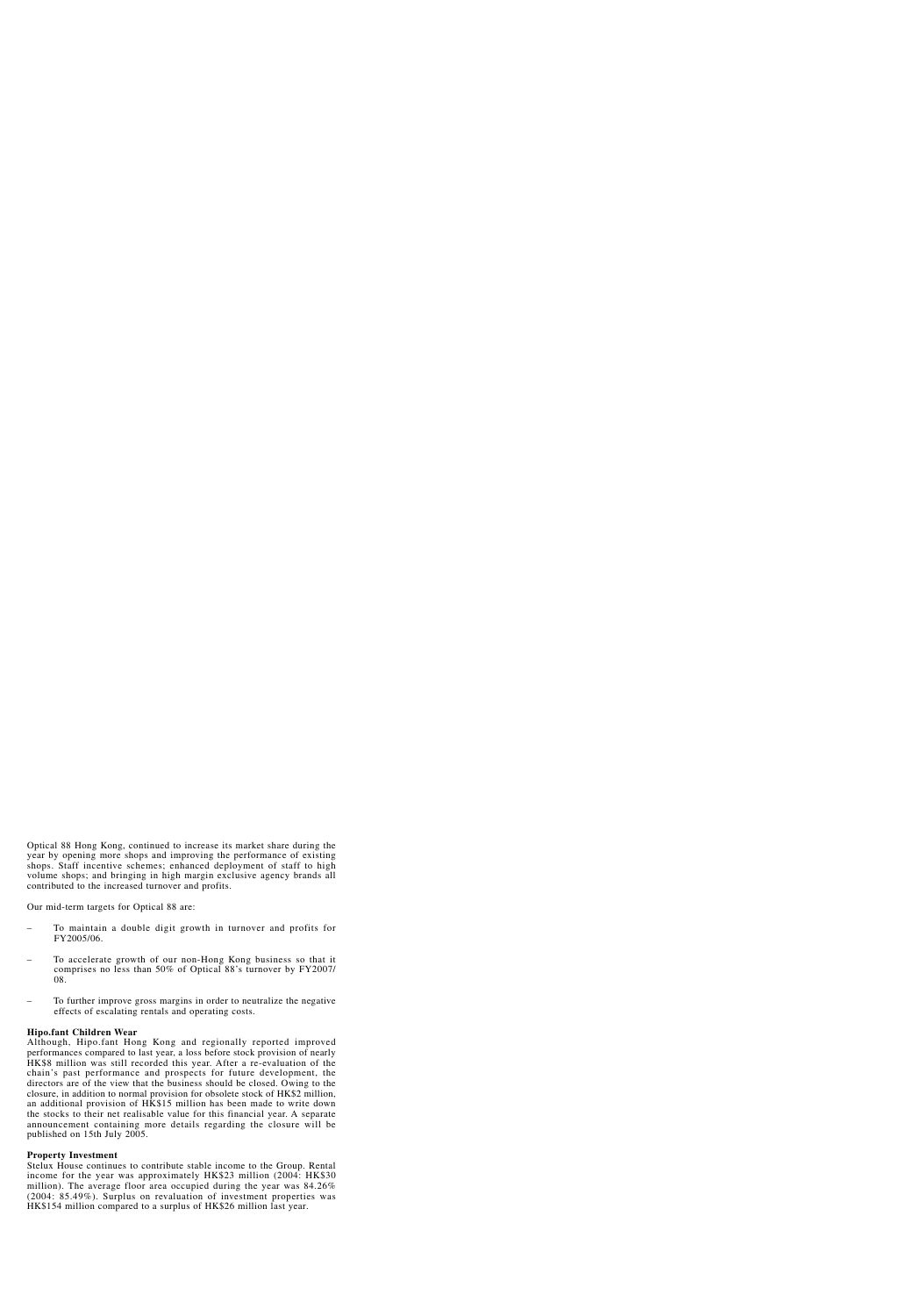Optical 88 Hong Kong, continued to increase its market share during the year by opening more shops and improving the performance of existing shops. Staff incentive schemes; enhanced deployment of staff to high volume shops; and bringing in high margin exclusive agency brands all contributed to the increased turnover and profits.

Our mid-term targets for Optical 88 are:

- To maintain a double digit growth in turnover and profits for FY2005/06.
- To accelerate growth of our non-Hong Kong business so that it comprises no less than 50% of Optical 88's turnover by FY2007/08.
- To further improve gross margins in order to neutralize the negative effects of escalating rentals and operating costs.

**Hipo.fant Children Wear**

Although, Hipo.fant Hong Kong and regionally reported improved performances compared to last year, a loss before stock provision of nearly HK$8 million was still recorded this year. After a re-evaluation of the chain's past performance and prospects for future development, the directors are of the view that the business should be closed. Owing to the closure, in addition to normal provision for obsolete stock of HK$2 million, an additional provision of HK$15 million has been made to write down the stocks to their net realisable value for this financial year. A separate announcement containing more details regarding the closure will be published on 15th July 2005.

**Property Investment**

Stelux House continues to contribute stable income to the Group. Rental income for the year was approximately HK$23 million (2004: HK$30 million). The average floor area occupied during the year was 84.26% (2004: 85.49%). Surplus on revaluation of investment properties was HK$154 million compared to a surplus of HK$26 million last year.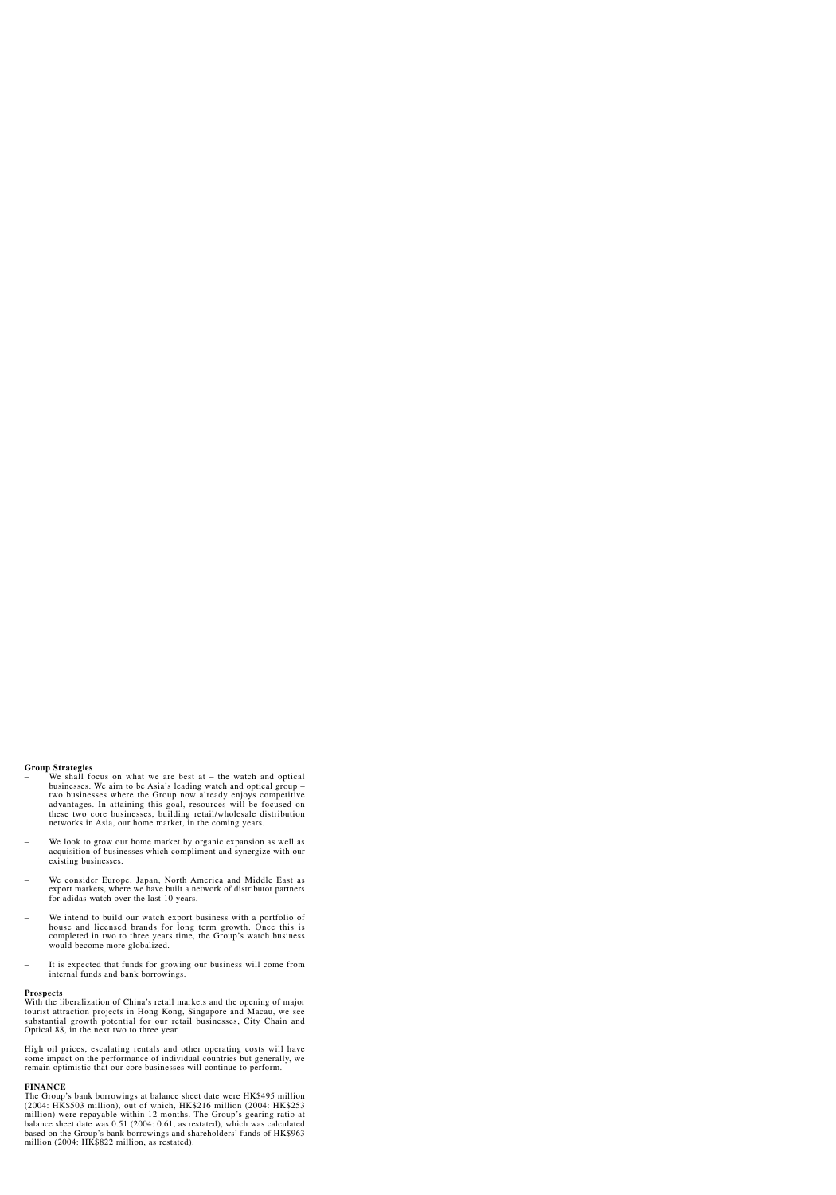**Group Strategies**

– We shall focus on what we are best at – the watch and optical businesses. We aim to be Asia's leading watch and optical group – two businesses where the Group now already enjoys competitive advantages. In attaining this goal, resources will be focused on these two core businesses, building retail/wholesale distribution networks in Asia, our home market, in the coming years.

– We look to grow our home market by organic expansion as well as acquisition of businesses which compliment and synergize with our existing businesses.

– We consider Europe, Japan, North America and Middle East as export markets, where we have built a network of distributor partners for adidas watch over the last 10 years.

– We intend to build our watch export business with a portfolio of house and licensed brands for long term growth. Once this is completed in two to three years time, the Group's watch business would become more globalized.

– It is expected that funds for growing our business will come from internal funds and bank borrowings.

**Prospects**

With the liberalization of China's retail markets and the opening of major tourist attraction projects in Hong Kong, Singapore and Macau, we see substantial growth potential for our retail businesses, City Chain and Optical 88, in the next two to three year.

High oil prices, escalating rentals and other operating costs will have some impact on the performance of individual countries but generally, we remain optimistic that our core businesses will continue to perform.

**FINANCE**

The Group's bank borrowings at balance sheet date were HK$495 million (2004: HK$503 million), out of which, HK$216 million (2004: HK$253 million) were repayable within 12 months. The Group's gearing ratio at balance sheet date was 0.51 (2004: 0.61, as restated), which was calculated based on the Group's bank borrowings and shareholders' funds of HK$963 million (2004: HK$822 million, as restated).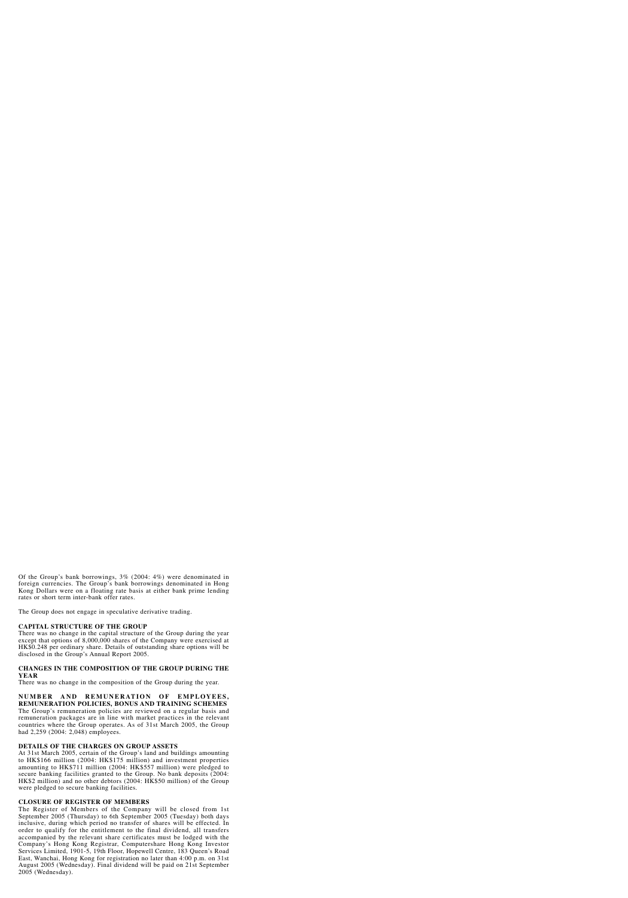Of the Group's bank borrowings, 3% (2004: 4%) were denominated in foreign currencies. The Group's bank borrowings denominated in Hong Kong Dollars were on a floating rate basis at either bank prime lending rates or short term inter-bank offer rates.

The Group does not engage in speculative derivative trading.

## CAPITAL STRUCTURE OF THE GROUP

There was no change in the capital structure of the Group during the year except that options of 8,000,000 shares of the Company were exercised at HK$0.248 per ordinary share. Details of outstanding share options will be disclosed in the Group's Annual Report 2005.

## CHANGES IN THE COMPOSITION OF THE GROUP DURING THE YEAR

There was no change in the composition of the Group during the year.

## NUMBER AND REMUNERATION OF EMPLOYEES, REMUNERATION POLICIES, BONUS AND TRAINING SCHEMES

The Group's remuneration policies are reviewed on a regular basis and remuneration packages are in line with market practices in the relevant countries where the Group operates. As of 31st March 2005, the Group had 2,259 (2004: 2,048) employees.

## DETAILS OF THE CHARGES ON GROUP ASSETS

At 31st March 2005, certain of the Group's land and buildings amounting to HK$166 million (2004: HK$175 million) and investment properties amounting to HK$711 million (2004: HK$557 million) were pledged to secure banking facilities granted to the Group. No bank deposits (2004: HK$2 million) and no other debtors (2004: HK$50 million) of the Group were pledged to secure banking facilities.

## CLOSURE OF REGISTER OF MEMBERS

The Register of Members of the Company will be closed from 1st September 2005 (Thursday) to 6th September 2005 (Tuesday) both days inclusive, during which period no transfer of shares will be effected. In order to qualify for the entitlement to the final dividend, all transfers accompanied by the relevant share certificates must be lodged with the Company's Hong Kong Registrar, Computershare Hong Kong Investor Services Limited, 1901-5, 19th Floor, Hopewell Centre, 183 Queen's Road East, Wanchai, Hong Kong for registration no later than 4:00 p.m. on 31st August 2005 (Wednesday). Final dividend will be paid on 21st September 2005 (Wednesday).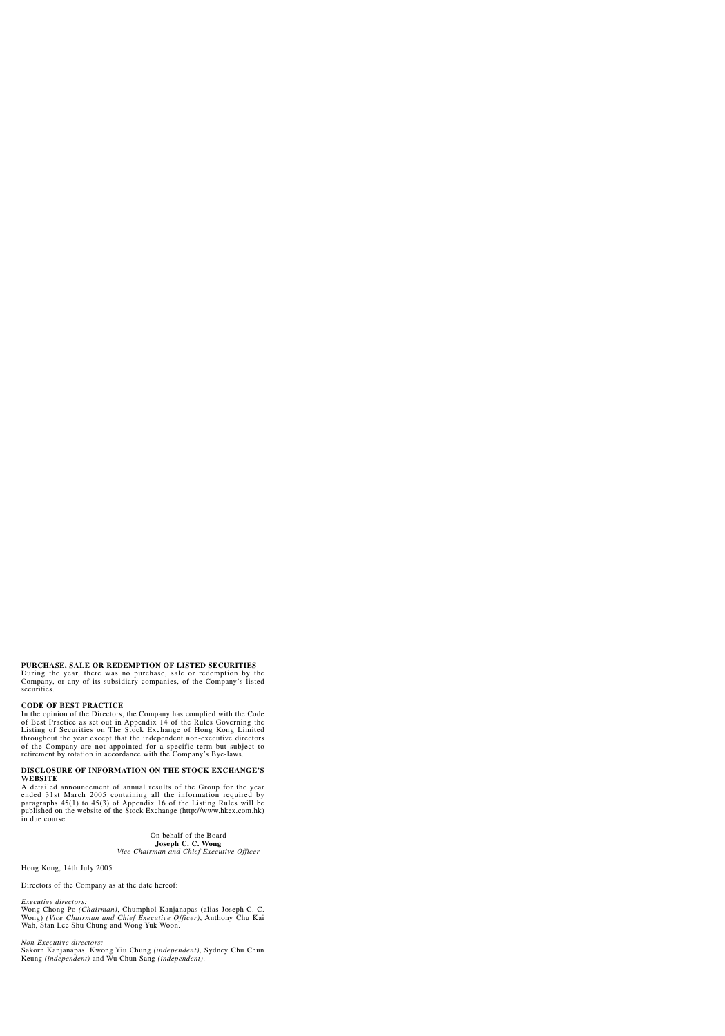**PURCHASE, SALE OR REDEMPTION OF LISTED SECURITIES**

During the year, there was no purchase, sale or redemption by the Company, or any of its subsidiary companies, of the Company's listed securities.

**CODE OF BEST PRACTICE**

In the opinion of the Directors, the Company has complied with the Code of Best Practice as set out in Appendix 14 of the Rules Governing the Listing of Securities on The Stock Exchange of Hong Kong Limited throughout the year except that the independent non-executive directors of the Company are not appointed for a specific term but subject to retirement by rotation in accordance with the Company's Bye-laws.

**DISCLOSURE OF INFORMATION ON THE STOCK EXCHANGE'S WEBSITE**

A detailed announcement of annual results of the Group for the year ended 31st March 2005 containing all the information required by paragraphs 45(1) to 45(3) of Appendix 16 of the Listing Rules will be published on the website of the Stock Exchange (http://www.hkex.com.hk) in due course.

On behalf of the Board
**Joseph C. C. Wong**
*Vice Chairman and Chief Executive Officer*

Hong Kong, 14th July 2005

Directors of the Company as at the date hereof:

*Executive directors:*
Wong Chong Po *(Chairman)*, Chumphol Kanjanapas (alias Joseph C. C. Wong) *(Vice Chairman and Chief Executive Officer)*, Anthony Chu Kai Wah, Stan Lee Shu Chung and Wong Yuk Woon.

*Non-Executive directors:*
Sakorn Kanjanapas, Kwong Yiu Chung *(independent)*, Sydney Chu Chun Keung *(independent)* and Wu Chun Sang *(independent)*.